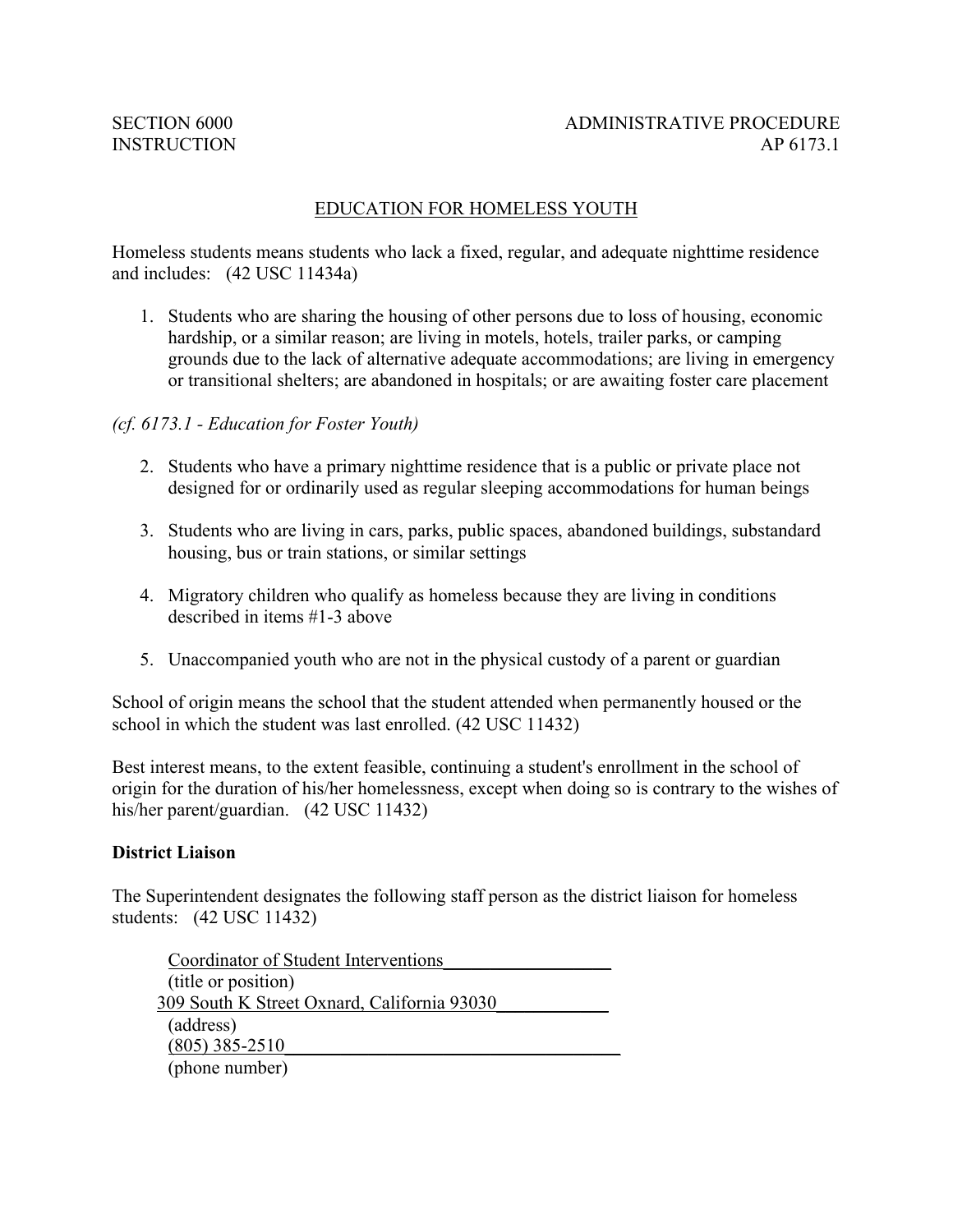SECTION 6000 ADMINISTRATIVE PROCEDURE
INSTRUCTION AP 6173.1

# EDUCATION FOR HOMELESS YOUTH

Homeless students means students who lack a fixed, regular, and adequate nighttime residence and includes: (42 USC 11434a)

1. Students who are sharing the housing of other persons due to loss of housing, economic hardship, or a similar reason; are living in motels, hotels, trailer parks, or camping grounds due to the lack of alternative adequate accommodations; are living in emergency or transitional shelters; are abandoned in hospitals; or are awaiting foster care placement

*(cf. 6173.1 - Education for Foster Youth)*

2. Students who have a primary nighttime residence that is a public or private place not designed for or ordinarily used as regular sleeping accommodations for human beings
3. Students who are living in cars, parks, public spaces, abandoned buildings, substandard housing, bus or train stations, or similar settings
4. Migratory children who qualify as homeless because they are living in conditions described in items #1-3 above
5. Unaccompanied youth who are not in the physical custody of a parent or guardian

School of origin means the school that the student attended when permanently housed or the school in which the student was last enrolled. (42 USC 11432)

Best interest means, to the extent feasible, continuing a student's enrollment in the school of origin for the duration of his/her homelessness, except when doing so is contrary to the wishes of his/her parent/guardian. (42 USC 11432)

**District Liaison**

The Superintendent designates the following staff person as the district liaison for homeless students: (42 USC 11432)

Coordinator of Student Interventions
(title or position)
309 South K Street Oxnard, California 93030
(address)
(805) 385-2510
(phone number)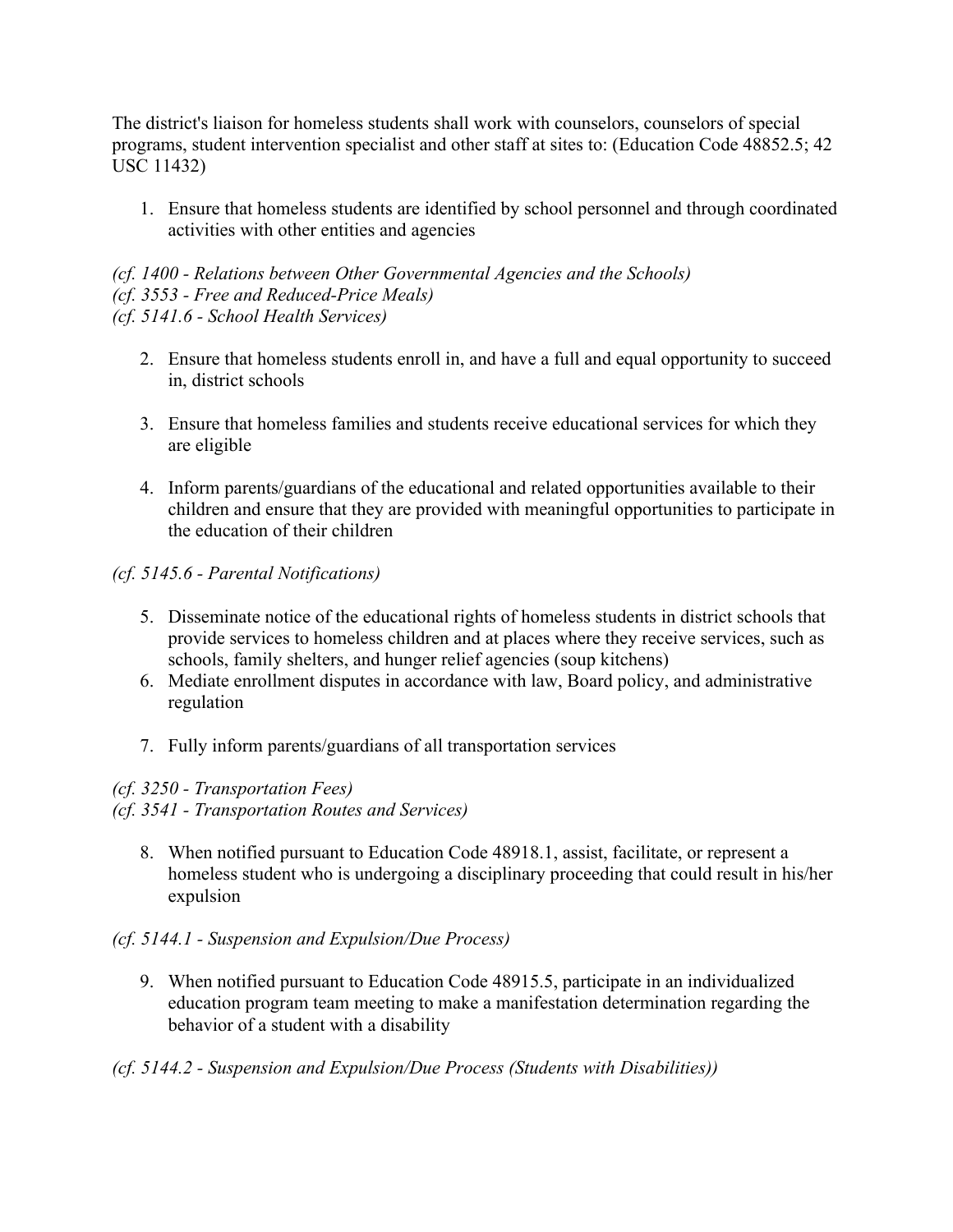The district's liaison for homeless students shall work with counselors, counselors of special programs, student intervention specialist and other staff at sites to: (Education Code 48852.5; 42 USC 11432)

1. Ensure that homeless students are identified by school personnel and through coordinated activities with other entities and agencies

*(cf. 1400 - Relations between Other Governmental Agencies and the Schools)*
*(cf. 3553 - Free and Reduced-Price Meals)*
*(cf. 5141.6 - School Health Services)*

2. Ensure that homeless students enroll in, and have a full and equal opportunity to succeed in, district schools

3. Ensure that homeless families and students receive educational services for which they are eligible

4. Inform parents/guardians of the educational and related opportunities available to their children and ensure that they are provided with meaningful opportunities to participate in the education of their children

*(cf. 5145.6 - Parental Notifications)*

5. Disseminate notice of the educational rights of homeless students in district schools that provide services to homeless children and at places where they receive services, such as schools, family shelters, and hunger relief agencies (soup kitchens)
6. Mediate enrollment disputes in accordance with law, Board policy, and administrative regulation

7. Fully inform parents/guardians of all transportation services

*(cf. 3250 - Transportation Fees)*
*(cf. 3541 - Transportation Routes and Services)*

8. When notified pursuant to Education Code 48918.1, assist, facilitate, or represent a homeless student who is undergoing a disciplinary proceeding that could result in his/her expulsion

*(cf. 5144.1 - Suspension and Expulsion/Due Process)*

9. When notified pursuant to Education Code 48915.5, participate in an individualized education program team meeting to make a manifestation determination regarding the behavior of a student with a disability

*(cf. 5144.2 - Suspension and Expulsion/Due Process (Students with Disabilities))*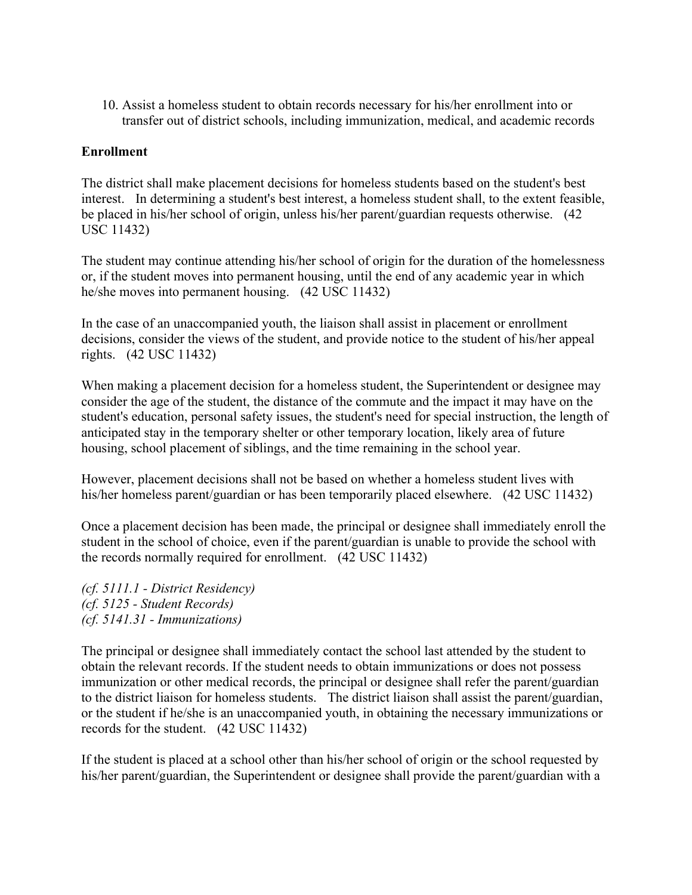10. Assist a homeless student to obtain records necessary for his/her enrollment into or transfer out of district schools, including immunization, medical, and academic records

**Enrollment**

The district shall make placement decisions for homeless students based on the student's best interest. In determining a student's best interest, a homeless student shall, to the extent feasible, be placed in his/her school of origin, unless his/her parent/guardian requests otherwise. (42 USC 11432)

The student may continue attending his/her school of origin for the duration of the homelessness or, if the student moves into permanent housing, until the end of any academic year in which he/she moves into permanent housing. (42 USC 11432)

In the case of an unaccompanied youth, the liaison shall assist in placement or enrollment decisions, consider the views of the student, and provide notice to the student of his/her appeal rights. (42 USC 11432)

When making a placement decision for a homeless student, the Superintendent or designee may consider the age of the student, the distance of the commute and the impact it may have on the student's education, personal safety issues, the student's need for special instruction, the length of anticipated stay in the temporary shelter or other temporary location, likely area of future housing, school placement of siblings, and the time remaining in the school year.

However, placement decisions shall not be based on whether a homeless student lives with his/her homeless parent/guardian or has been temporarily placed elsewhere. (42 USC 11432)

Once a placement decision has been made, the principal or designee shall immediately enroll the student in the school of choice, even if the parent/guardian is unable to provide the school with the records normally required for enrollment. (42 USC 11432)

*(cf. 5111.1 - District Residency)*
*(cf. 5125 - Student Records)*
*(cf. 5141.31 - Immunizations)*

The principal or designee shall immediately contact the school last attended by the student to obtain the relevant records. If the student needs to obtain immunizations or does not possess immunization or other medical records, the principal or designee shall refer the parent/guardian to the district liaison for homeless students. The district liaison shall assist the parent/guardian, or the student if he/she is an unaccompanied youth, in obtaining the necessary immunizations or records for the student. (42 USC 11432)

If the student is placed at a school other than his/her school of origin or the school requested by his/her parent/guardian, the Superintendent or designee shall provide the parent/guardian with a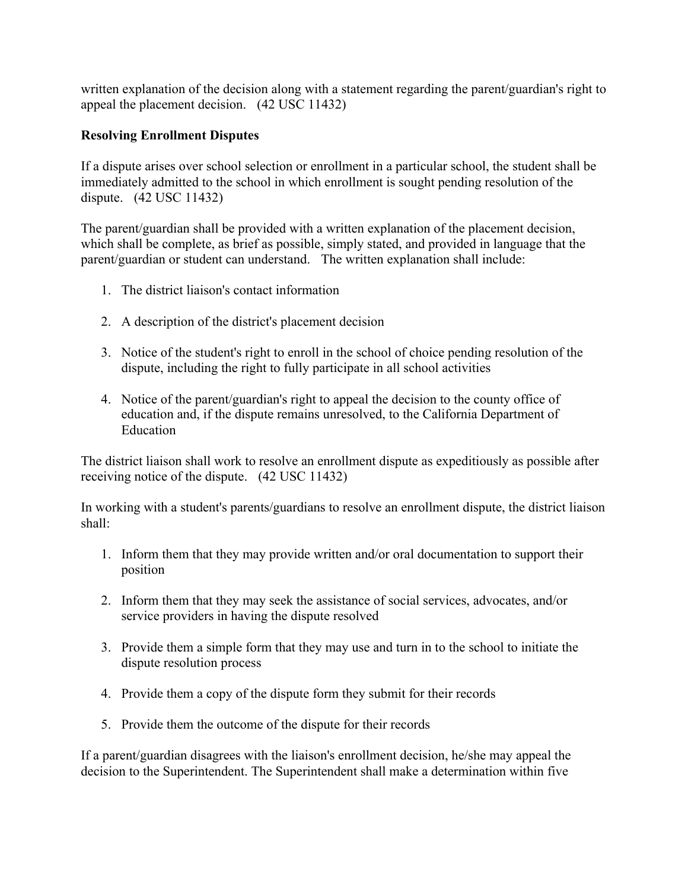written explanation of the decision along with a statement regarding the parent/guardian's right to appeal the placement decision. (42 USC 11432)

**Resolving Enrollment Disputes**

If a dispute arises over school selection or enrollment in a particular school, the student shall be immediately admitted to the school in which enrollment is sought pending resolution of the dispute. (42 USC 11432)

The parent/guardian shall be provided with a written explanation of the placement decision, which shall be complete, as brief as possible, simply stated, and provided in language that the parent/guardian or student can understand. The written explanation shall include:

1. The district liaison's contact information
2. A description of the district's placement decision
3. Notice of the student's right to enroll in the school of choice pending resolution of the dispute, including the right to fully participate in all school activities
4. Notice of the parent/guardian's right to appeal the decision to the county office of education and, if the dispute remains unresolved, to the California Department of Education

The district liaison shall work to resolve an enrollment dispute as expeditiously as possible after receiving notice of the dispute. (42 USC 11432)

In working with a student's parents/guardians to resolve an enrollment dispute, the district liaison shall:

1. Inform them that they may provide written and/or oral documentation to support their position
2. Inform them that they may seek the assistance of social services, advocates, and/or service providers in having the dispute resolved
3. Provide them a simple form that they may use and turn in to the school to initiate the dispute resolution process
4. Provide them a copy of the dispute form they submit for their records
5. Provide them the outcome of the dispute for their records

If a parent/guardian disagrees with the liaison's enrollment decision, he/she may appeal the decision to the Superintendent. The Superintendent shall make a determination within five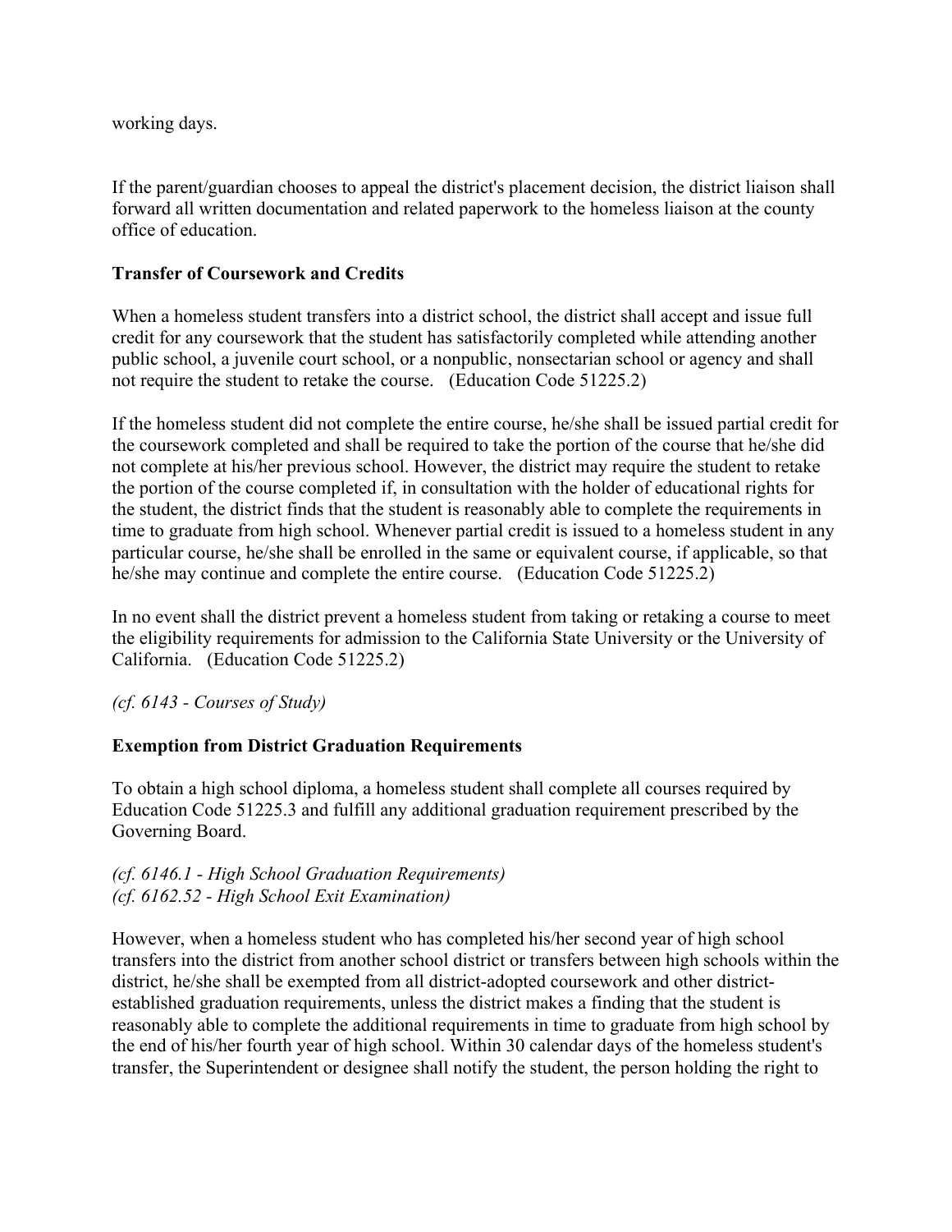working days.

If the parent/guardian chooses to appeal the district's placement decision, the district liaison shall forward all written documentation and related paperwork to the homeless liaison at the county office of education.

**Transfer of Coursework and Credits**

When a homeless student transfers into a district school, the district shall accept and issue full credit for any coursework that the student has satisfactorily completed while attending another public school, a juvenile court school, or a nonpublic, nonsectarian school or agency and shall not require the student to retake the course. (Education Code 51225.2)

If the homeless student did not complete the entire course, he/she shall be issued partial credit for the coursework completed and shall be required to take the portion of the course that he/she did not complete at his/her previous school. However, the district may require the student to retake the portion of the course completed if, in consultation with the holder of educational rights for the student, the district finds that the student is reasonably able to complete the requirements in time to graduate from high school. Whenever partial credit is issued to a homeless student in any particular course, he/she shall be enrolled in the same or equivalent course, if applicable, so that he/she may continue and complete the entire course. (Education Code 51225.2)

In no event shall the district prevent a homeless student from taking or retaking a course to meet the eligibility requirements for admission to the California State University or the University of California. (Education Code 51225.2)

*(cf. 6143 - Courses of Study)*

**Exemption from District Graduation Requirements**

To obtain a high school diploma, a homeless student shall complete all courses required by Education Code 51225.3 and fulfill any additional graduation requirement prescribed by the Governing Board.

*(cf. 6146.1 - High School Graduation Requirements)*
*(cf. 6162.52 - High School Exit Examination)*

However, when a homeless student who has completed his/her second year of high school transfers into the district from another school district or transfers between high schools within the district, he/she shall be exempted from all district-adopted coursework and other district-established graduation requirements, unless the district makes a finding that the student is reasonably able to complete the additional requirements in time to graduate from high school by the end of his/her fourth year of high school. Within 30 calendar days of the homeless student's transfer, the Superintendent or designee shall notify the student, the person holding the right to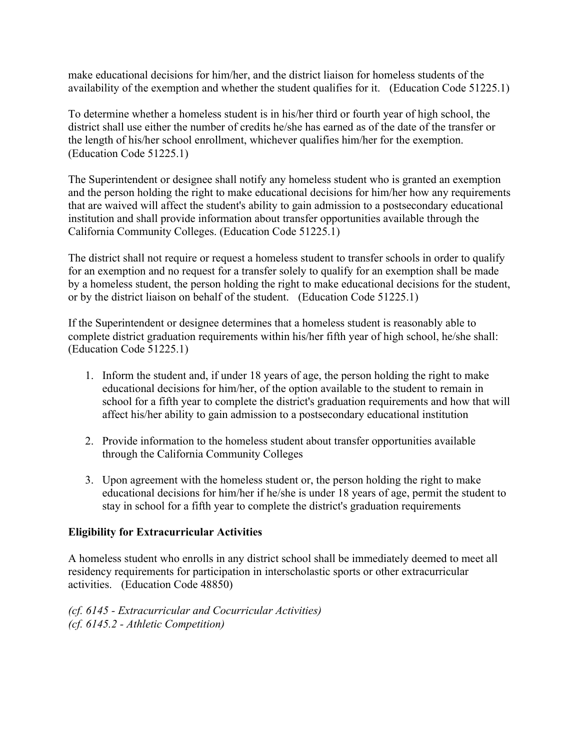make educational decisions for him/her, and the district liaison for homeless students of the availability of the exemption and whether the student qualifies for it.   (Education Code 51225.1)

To determine whether a homeless student is in his/her third or fourth year of high school, the district shall use either the number of credits he/she has earned as of the date of the transfer or the length of his/her school enrollment, whichever qualifies him/her for the exemption. (Education Code 51225.1)

The Superintendent or designee shall notify any homeless student who is granted an exemption and the person holding the right to make educational decisions for him/her how any requirements that are waived will affect the student's ability to gain admission to a postsecondary educational institution and shall provide information about transfer opportunities available through the California Community Colleges. (Education Code 51225.1)

The district shall not require or request a homeless student to transfer schools in order to qualify for an exemption and no request for a transfer solely to qualify for an exemption shall be made by a homeless student, the person holding the right to make educational decisions for the student, or by the district liaison on behalf of the student.   (Education Code 51225.1)

If the Superintendent or designee determines that a homeless student is reasonably able to complete district graduation requirements within his/her fifth year of high school, he/she shall: (Education Code 51225.1)

1. Inform the student and, if under 18 years of age, the person holding the right to make educational decisions for him/her, of the option available to the student to remain in school for a fifth year to complete the district's graduation requirements and how that will affect his/her ability to gain admission to a postsecondary educational institution

2. Provide information to the homeless student about transfer opportunities available through the California Community Colleges

3. Upon agreement with the homeless student or, the person holding the right to make educational decisions for him/her if he/she is under 18 years of age, permit the student to stay in school for a fifth year to complete the district's graduation requirements

**Eligibility for Extracurricular Activities**

A homeless student who enrolls in any district school shall be immediately deemed to meet all residency requirements for participation in interscholastic sports or other extracurricular activities.   (Education Code 48850)

*(cf. 6145 - Extracurricular and Cocurricular Activities)*
*(cf. 6145.2 - Athletic Competition)*